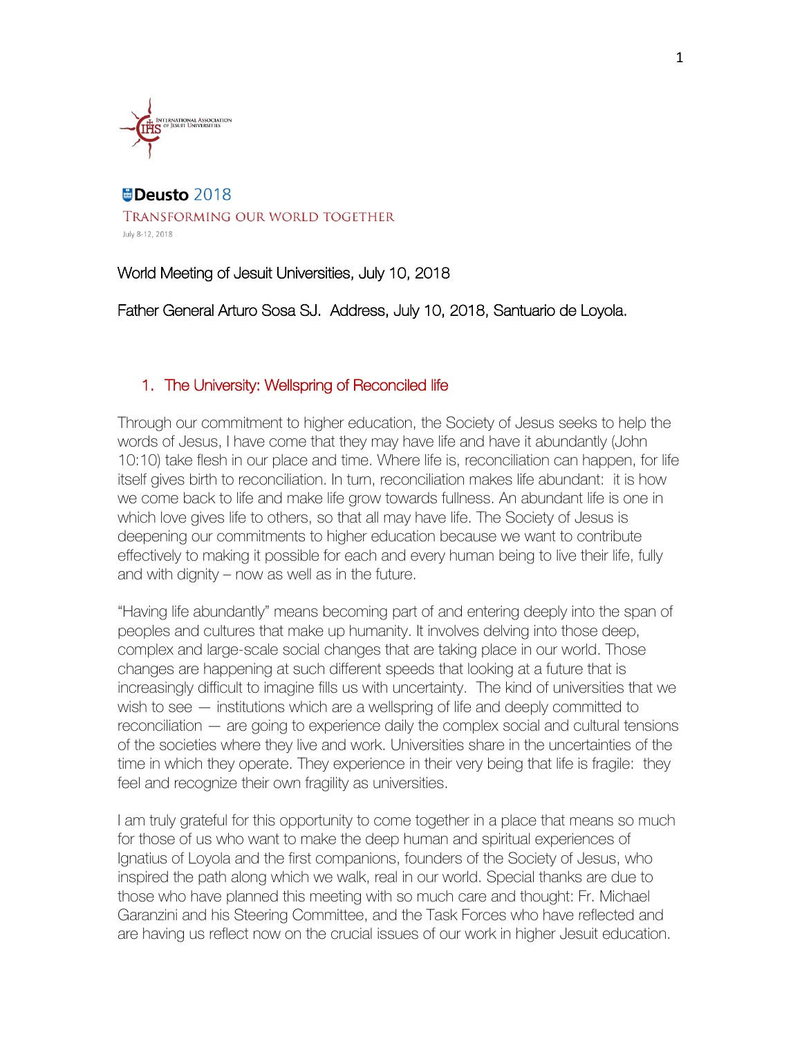INTERNATIONAL ASSOCIATION OF JESUIT UNIVERSITIES

Deusto 2018

TRANSFORMING OUR WORLD TOGETHER

July 8-12, 2018

World Meeting of Jesuit Universities, July 10, 2018

Father General Arturo Sosa SJ. Address, July 10, 2018, Santuario de Loyola.

## 1. The University: Wellspring of Reconciled life

Through our commitment to higher education, the Society of Jesus seeks to help the words of Jesus, I have come that they may have life and have it abundantly (John 10:10) take flesh in our place and time. Where life is, reconciliation can happen, for life itself gives birth to reconciliation. In turn, reconciliation makes life abundant: it is how we come back to life and make life grow towards fullness. An abundant life is one in which love gives life to others, so that all may have life. The Society of Jesus is deepening our commitments to higher education because we want to contribute effectively to making it possible for each and every human being to live their life, fully and with dignity – now as well as in the future.

"Having life abundantly" means becoming part of and entering deeply into the span of peoples and cultures that make up humanity. It involves delving into those deep, complex and large-scale social changes that are taking place in our world. Those changes are happening at such different speeds that looking at a future that is increasingly difficult to imagine fills us with uncertainty. The kind of universities that we wish to see — institutions which are a wellspring of life and deeply committed to reconciliation — are going to experience daily the complex social and cultural tensions of the societies where they live and work. Universities share in the uncertainties of the time in which they operate. They experience in their very being that life is fragile: they feel and recognize their own fragility as universities.

I am truly grateful for this opportunity to come together in a place that means so much for those of us who want to make the deep human and spiritual experiences of Ignatius of Loyola and the first companions, founders of the Society of Jesus, who inspired the path along which we walk, real in our world. Special thanks are due to those who have planned this meeting with so much care and thought: Fr. Michael Garanzini and his Steering Committee, and the Task Forces who have reflected and are having us reflect now on the crucial issues of our work in higher Jesuit education.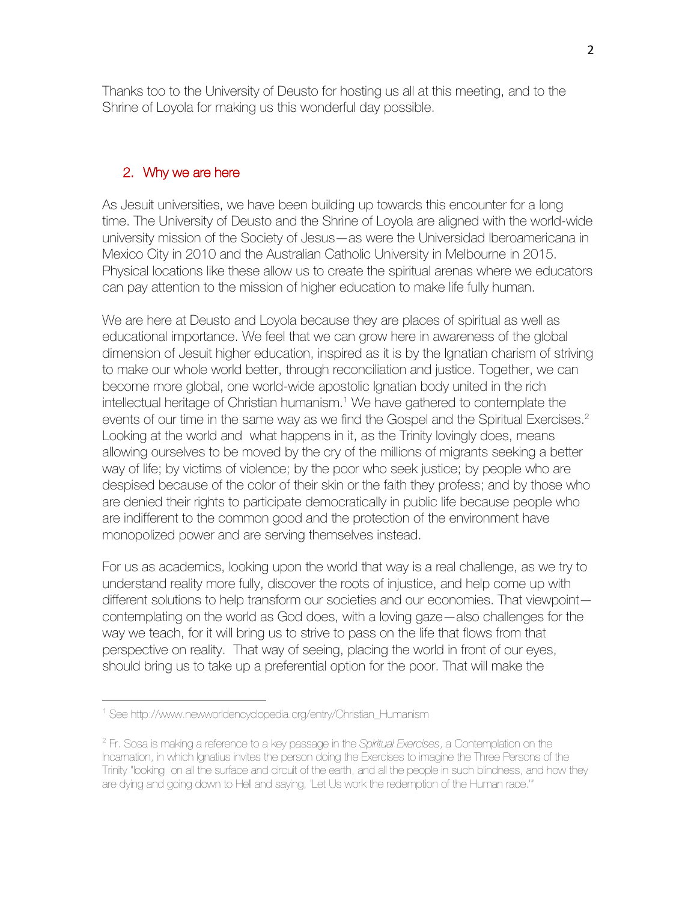Thanks too to the University of Deusto for hosting us all at this meeting, and to the Shrine of Loyola for making us this wonderful day possible.

## 2. Why we are here

As Jesuit universities, we have been building up towards this encounter for a long time. The University of Deusto and the Shrine of Loyola are aligned with the world-wide university mission of the Society of Jesus—as were the Universidad Iberoamericana in Mexico City in 2010 and the Australian Catholic University in Melbourne in 2015. Physical locations like these allow us to create the spiritual arenas where we educators can pay attention to the mission of higher education to make life fully human.

We are here at Deusto and Loyola because they are places of spiritual as well as educational importance. We feel that we can grow here in awareness of the global dimension of Jesuit higher education, inspired as it is by the Ignatian charism of striving to make our whole world better, through reconciliation and justice. Together, we can become more global, one world-wide apostolic Ignatian body united in the rich intellectual heritage of Christian humanism.[1] We have gathered to contemplate the events of our time in the same way as we find the Gospel and the Spiritual Exercises.[2] Looking at the world and what happens in it, as the Trinity lovingly does, means allowing ourselves to be moved by the cry of the millions of migrants seeking a better way of life; by victims of violence; by the poor who seek justice; by people who are despised because of the color of their skin or the faith they profess; and by those who are denied their rights to participate democratically in public life because people who are indifferent to the common good and the protection of the environment have monopolized power and are serving themselves instead.

For us as academics, looking upon the world that way is a real challenge, as we try to understand reality more fully, discover the roots of injustice, and help come up with different solutions to help transform our societies and our economies. That viewpoint—contemplating on the world as God does, with a loving gaze—also challenges for the way we teach, for it will bring us to strive to pass on the life that flows from that perspective on reality. That way of seeing, placing the world in front of our eyes, should bring us to take up a preferential option for the poor. That will make the

---

[1] See http://www.newworldencyclopedia.org/entry/Christian_Humanism

[2] Fr. Sosa is making a reference to a key passage in the *Spiritual Exercises*, a Contemplation on the Incarnation, in which Ignatius invites the person doing the Exercises to imagine the Three Persons of the Trinity "looking on all the surface and circuit of the earth, and all the people in such blindness, and how they are dying and going down to Hell and saying, 'Let Us work the redemption of the Human race.'"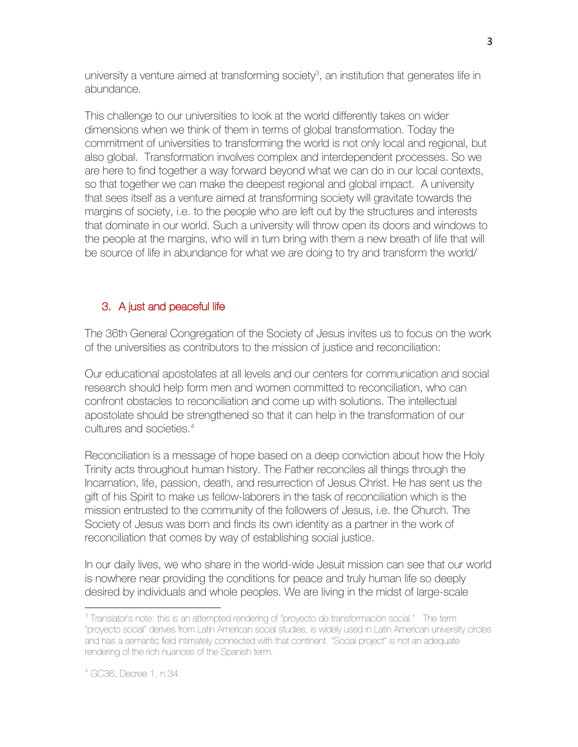university a venture aimed at transforming society[3], an institution that generates life in abundance.

This challenge to our universities to look at the world differently takes on wider dimensions when we think of them in terms of global transformation. Today the commitment of universities to transforming the world is not only local and regional, but also global. Transformation involves complex and interdependent processes. So we are here to find together a way forward beyond what we can do in our local contexts, so that together we can make the deepest regional and global impact. A university that sees itself as a venture aimed at transforming society will gravitate towards the margins of society, i.e. to the people who are left out by the structures and interests that dominate in our world. Such a university will throw open its doors and windows to the people at the margins, who will in turn bring with them a new breath of life that will be source of life in abundance for what we are doing to try and transform the world/

## 3. A just and peaceful life

The 36th General Congregation of the Society of Jesus invites us to focus on the work of the universities as contributors to the mission of justice and reconciliation:

Our educational apostolates at all levels and our centers for communication and social research should help form men and women committed to reconciliation, who can confront obstacles to reconciliation and come up with solutions. The intellectual apostolate should be strengthened so that it can help in the transformation of our cultures and societies.[4]

Reconciliation is a message of hope based on a deep conviction about how the Holy Trinity acts throughout human history. The Father reconciles all things through the Incarnation, life, passion, death, and resurrection of Jesus Christ. He has sent us the gift of his Spirit to make us fellow-laborers in the task of reconciliation which is the mission entrusted to the community of the followers of Jesus, i.e. the Church. The Society of Jesus was born and finds its own identity as a partner in the work of reconciliation that comes by way of establishing social justice.

In our daily lives, we who share in the world-wide Jesuit mission can see that our world is nowhere near providing the conditions for peace and truly human life so deeply desired by individuals and whole peoples. We are living in the midst of large-scale

---

[3] Translator's note: this is an attempted rendering of "proyecto de transformación social." The term "proyecto social" derives from Latin American social studies, is widely used in Latin American university circles and has a semantic field intimately connected with that continent. "Social project" is not an adequate rendering of the rich nuances of the Spanish term.

[4] GC36, Decree 1, n.34.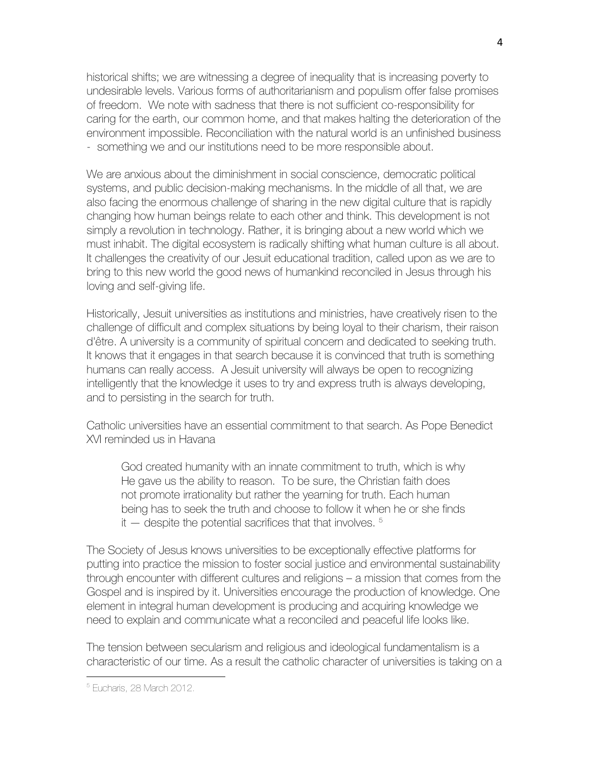historical shifts; we are witnessing a degree of inequality that is increasing poverty to undesirable levels. Various forms of authoritarianism and populism offer false promises of freedom. We note with sadness that there is not sufficient co-responsibility for caring for the earth, our common home, and that makes halting the deterioration of the environment impossible. Reconciliation with the natural world is an unfinished business - something we and our institutions need to be more responsible about.

We are anxious about the diminishment in social conscience, democratic political systems, and public decision-making mechanisms. In the middle of all that, we are also facing the enormous challenge of sharing in the new digital culture that is rapidly changing how human beings relate to each other and think. This development is not simply a revolution in technology. Rather, it is bringing about a new world which we must inhabit. The digital ecosystem is radically shifting what human culture is all about. It challenges the creativity of our Jesuit educational tradition, called upon as we are to bring to this new world the good news of humankind reconciled in Jesus through his loving and self-giving life.

Historically, Jesuit universities as institutions and ministries, have creatively risen to the challenge of difficult and complex situations by being loyal to their charism, their raison d'être. A university is a community of spiritual concern and dedicated to seeking truth. It knows that it engages in that search because it is convinced that truth is something humans can really access. A Jesuit university will always be open to recognizing intelligently that the knowledge it uses to try and express truth is always developing, and to persisting in the search for truth.

Catholic universities have an essential commitment to that search. As Pope Benedict XVI reminded us in Havana

> God created humanity with an innate commitment to truth, which is why He gave us the ability to reason. To be sure, the Christian faith does not promote irrationality but rather the yearning for truth. Each human being has to seek the truth and choose to follow it when he or she finds it — despite the potential sacrifices that that involves. [5]

The Society of Jesus knows universities to be exceptionally effective platforms for putting into practice the mission to foster social justice and environmental sustainability through encounter with different cultures and religions – a mission that comes from the Gospel and is inspired by it. Universities encourage the production of knowledge. One element in integral human development is producing and acquiring knowledge we need to explain and communicate what a reconciled and peaceful life looks like.

The tension between secularism and religious and ideological fundamentalism is a characteristic of our time. As a result the catholic character of universities is taking on a

---

[5] Eucharis, 28 March 2012.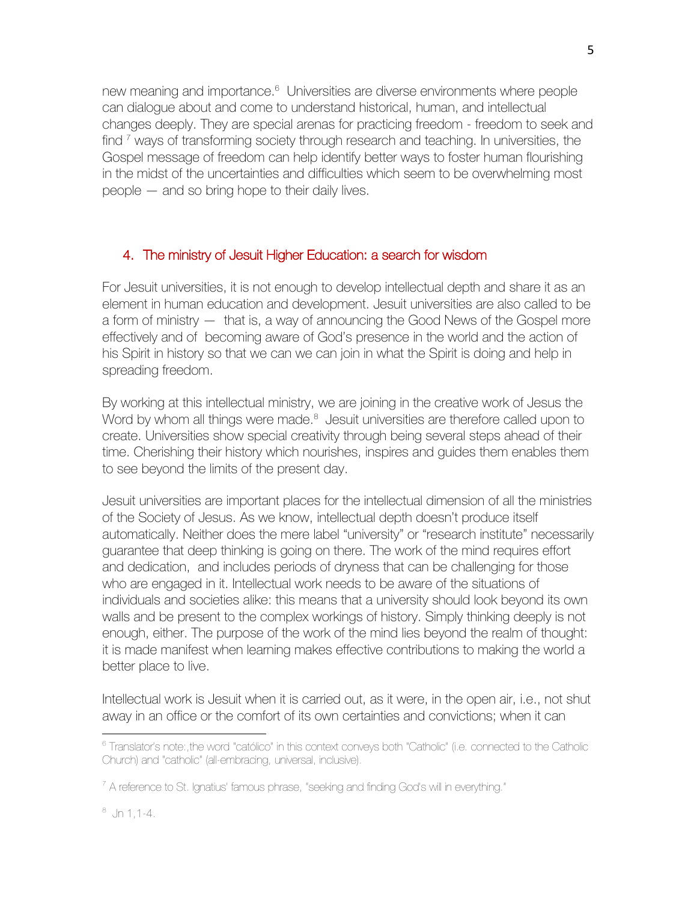new meaning and importance.[6] Universities are diverse environments where people can dialogue about and come to understand historical, human, and intellectual changes deeply. They are special arenas for practicing freedom - freedom to seek and find [7] ways of transforming society through research and teaching. In universities, the Gospel message of freedom can help identify better ways to foster human flourishing in the midst of the uncertainties and difficulties which seem to be overwhelming most people — and so bring hope to their daily lives.

## 4. The ministry of Jesuit Higher Education: a search for wisdom

For Jesuit universities, it is not enough to develop intellectual depth and share it as an element in human education and development. Jesuit universities are also called to be a form of ministry — that is, a way of announcing the Good News of the Gospel more effectively and of becoming aware of God's presence in the world and the action of his Spirit in history so that we can we can join in what the Spirit is doing and help in spreading freedom.

By working at this intellectual ministry, we are joining in the creative work of Jesus the Word by whom all things were made.[8] Jesuit universities are therefore called upon to create. Universities show special creativity through being several steps ahead of their time. Cherishing their history which nourishes, inspires and guides them enables them to see beyond the limits of the present day.

Jesuit universities are important places for the intellectual dimension of all the ministries of the Society of Jesus. As we know, intellectual depth doesn't produce itself automatically. Neither does the mere label "university" or "research institute" necessarily guarantee that deep thinking is going on there. The work of the mind requires effort and dedication, and includes periods of dryness that can be challenging for those who are engaged in it. Intellectual work needs to be aware of the situations of individuals and societies alike: this means that a university should look beyond its own walls and be present to the complex workings of history. Simply thinking deeply is not enough, either. The purpose of the work of the mind lies beyond the realm of thought: it is made manifest when learning makes effective contributions to making the world a better place to live.

Intellectual work is Jesuit when it is carried out, as it were, in the open air, i.e., not shut away in an office or the comfort of its own certainties and convictions; when it can

---

[6] Translator's note:,the word "católico" in this context conveys both "Catholic" (i.e. connected to the Catholic Church) and "catholic" (all-embracing, universal, inclusive).

[7] A reference to St. Ignatius' famous phrase, "seeking and finding God's will in everything."

[8] Jn 1,1-4.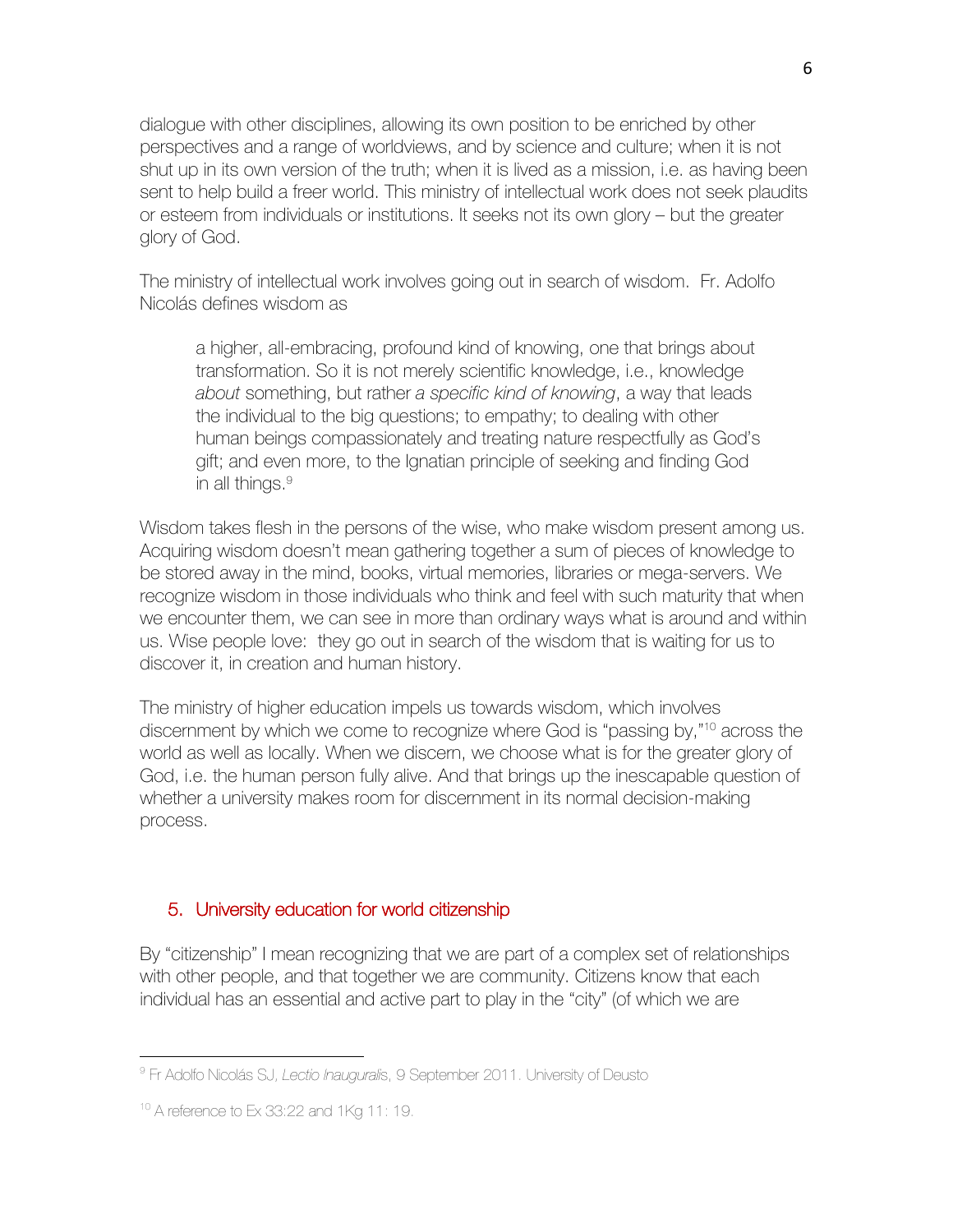dialogue with other disciplines, allowing its own position to be enriched by other perspectives and a range of worldviews, and by science and culture; when it is not shut up in its own version of the truth; when it is lived as a mission, i.e. as having been sent to help build a freer world. This ministry of intellectual work does not seek plaudits or esteem from individuals or institutions. It seeks not its own glory – but the greater glory of God.

The ministry of intellectual work involves going out in search of wisdom. Fr. Adolfo Nicolás defines wisdom as

> a higher, all-embracing, profound kind of knowing, one that brings about transformation. So it is not merely scientific knowledge, i.e., knowledge *about* something, but rather *a specific kind of knowing*, a way that leads the individual to the big questions; to empathy; to dealing with other human beings compassionately and treating nature respectfully as God's gift; and even more, to the Ignatian principle of seeking and finding God in all things.[9]

Wisdom takes flesh in the persons of the wise, who make wisdom present among us. Acquiring wisdom doesn't mean gathering together a sum of pieces of knowledge to be stored away in the mind, books, virtual memories, libraries or mega-servers. We recognize wisdom in those individuals who think and feel with such maturity that when we encounter them, we can see in more than ordinary ways what is around and within us. Wise people love: they go out in search of the wisdom that is waiting for us to discover it, in creation and human history.

The ministry of higher education impels us towards wisdom, which involves discernment by which we come to recognize where God is "passing by,"[10] across the world as well as locally. When we discern, we choose what is for the greater glory of God, i.e. the human person fully alive. And that brings up the inescapable question of whether a university makes room for discernment in its normal decision-making process.

## 5. University education for world citizenship

By "citizenship" I mean recognizing that we are part of a complex set of relationships with other people, and that together we are community. Citizens know that each individual has an essential and active part to play in the "city" (of which we are

---

[9] Fr Adolfo Nicolás SJ, *Lectio Inauguralis*, 9 September 2011. University of Deusto

[10] A reference to Ex 33:22 and 1Kg 11: 19.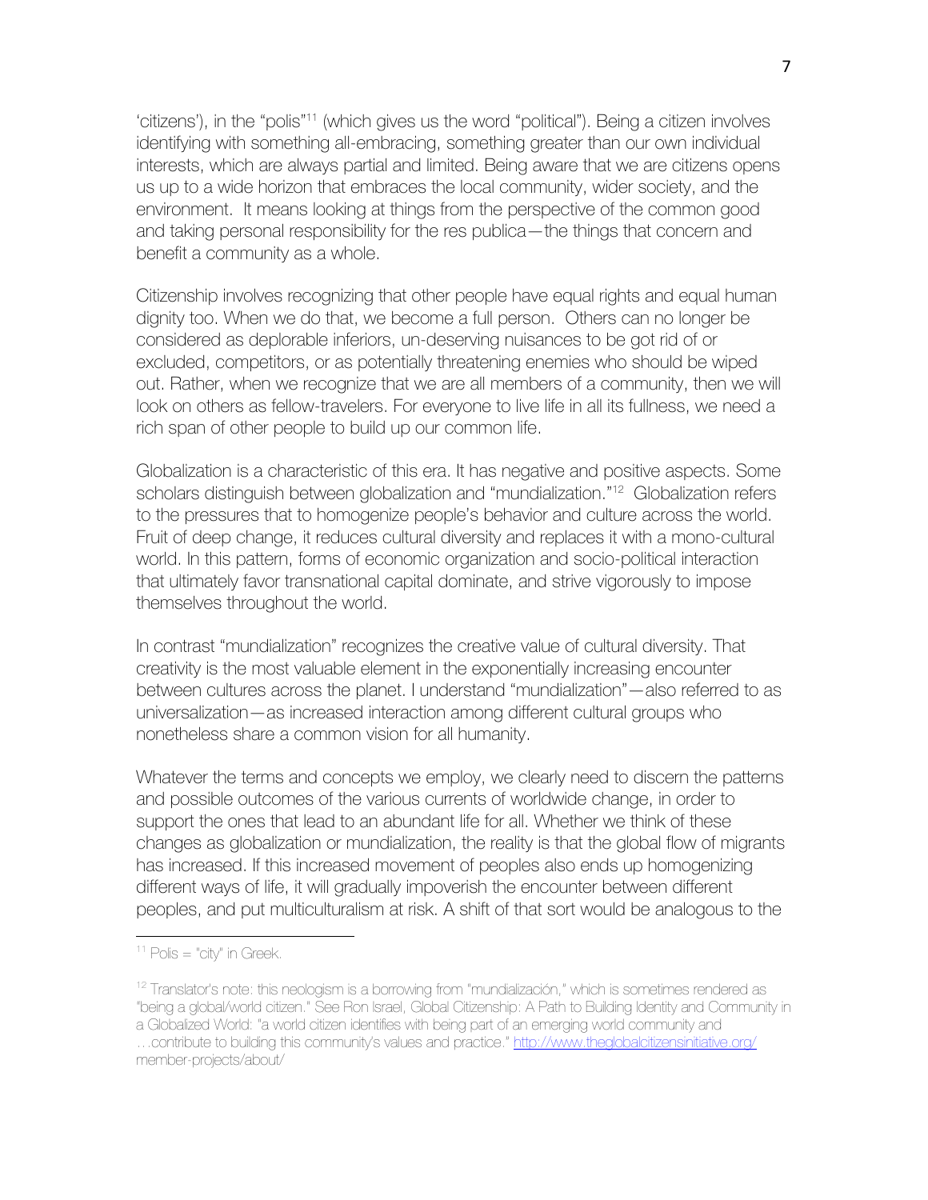'citizens'), in the "polis"[11] (which gives us the word "political"). Being a citizen involves identifying with something all-embracing, something greater than our own individual interests, which are always partial and limited. Being aware that we are citizens opens us up to a wide horizon that embraces the local community, wider society, and the environment. It means looking at things from the perspective of the common good and taking personal responsibility for the res publica—the things that concern and benefit a community as a whole.

Citizenship involves recognizing that other people have equal rights and equal human dignity too. When we do that, we become a full person. Others can no longer be considered as deplorable inferiors, un-deserving nuisances to be got rid of or excluded, competitors, or as potentially threatening enemies who should be wiped out. Rather, when we recognize that we are all members of a community, then we will look on others as fellow-travelers. For everyone to live life in all its fullness, we need a rich span of other people to build up our common life.

Globalization is a characteristic of this era. It has negative and positive aspects. Some scholars distinguish between globalization and "mundialization."[12] Globalization refers to the pressures that to homogenize people's behavior and culture across the world. Fruit of deep change, it reduces cultural diversity and replaces it with a mono-cultural world. In this pattern, forms of economic organization and socio-political interaction that ultimately favor transnational capital dominate, and strive vigorously to impose themselves throughout the world.

In contrast "mundialization" recognizes the creative value of cultural diversity. That creativity is the most valuable element in the exponentially increasing encounter between cultures across the planet. I understand "mundialization"—also referred to as universalization—as increased interaction among different cultural groups who nonetheless share a common vision for all humanity.

Whatever the terms and concepts we employ, we clearly need to discern the patterns and possible outcomes of the various currents of worldwide change, in order to support the ones that lead to an abundant life for all. Whether we think of these changes as globalization or mundialization, the reality is that the global flow of migrants has increased. If this increased movement of peoples also ends up homogenizing different ways of life, it will gradually impoverish the encounter between different peoples, and put multiculturalism at risk. A shift of that sort would be analogous to the

---

[11] Polis = "city" in Greek.

[12] Translator's note: this neologism is a borrowing from "mundialización," which is sometimes rendered as "being a global/world citizen." See Ron Israel, Global Citizenship: A Path to Building Identity and Community in a Globalized World: "a world citizen identifies with being part of an emerging world community and …contribute to building this community's values and practice." http://www.theglobalcitizensinitiative.org/member-projects/about/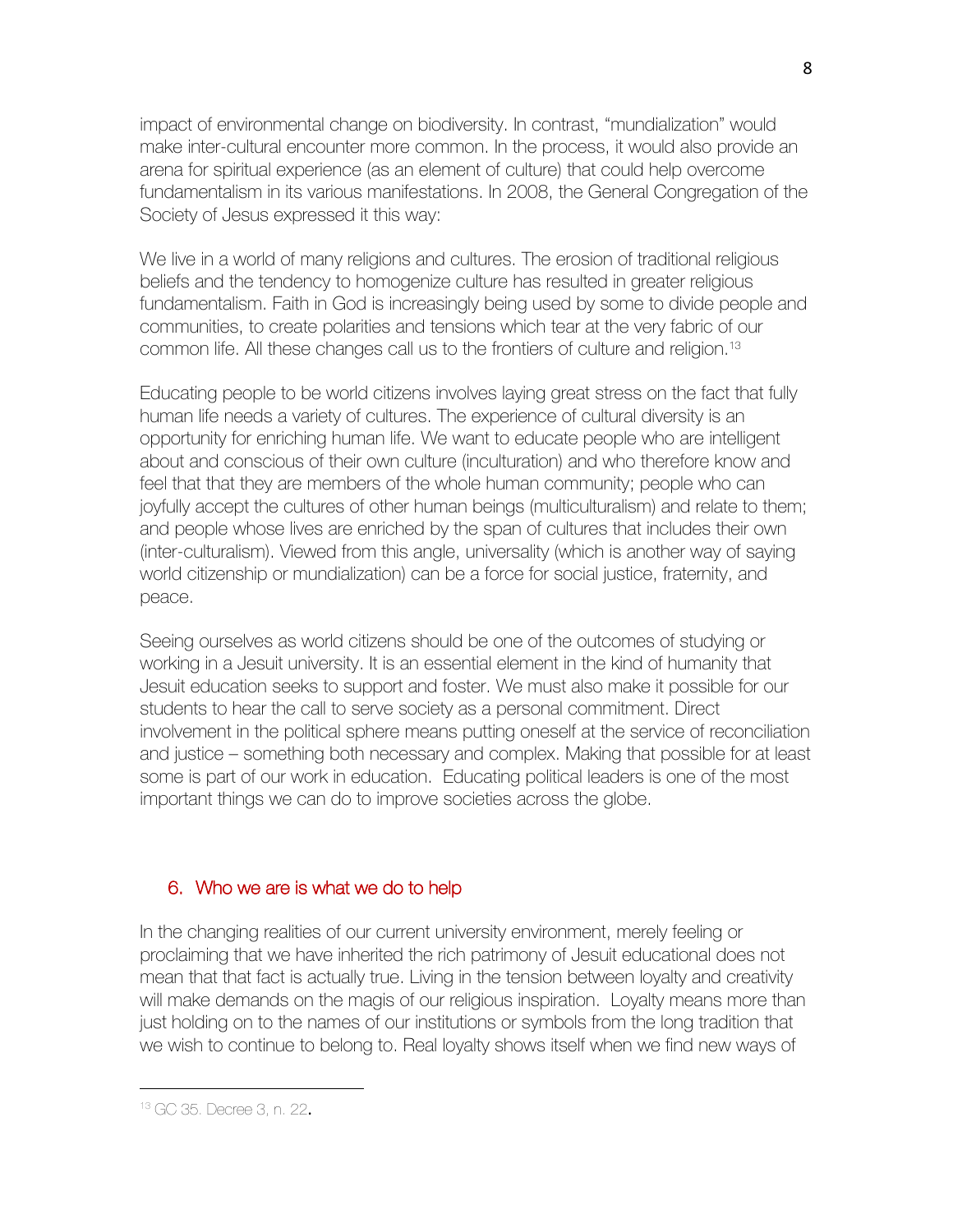impact of environmental change on biodiversity. In contrast, "mundialization" would make inter-cultural encounter more common. In the process, it would also provide an arena for spiritual experience (as an element of culture) that could help overcome fundamentalism in its various manifestations. In 2008, the General Congregation of the Society of Jesus expressed it this way:

We live in a world of many religions and cultures. The erosion of traditional religious beliefs and the tendency to homogenize culture has resulted in greater religious fundamentalism. Faith in God is increasingly being used by some to divide people and communities, to create polarities and tensions which tear at the very fabric of our common life. All these changes call us to the frontiers of culture and religion.[13]

Educating people to be world citizens involves laying great stress on the fact that fully human life needs a variety of cultures. The experience of cultural diversity is an opportunity for enriching human life. We want to educate people who are intelligent about and conscious of their own culture (inculturation) and who therefore know and feel that that they are members of the whole human community; people who can joyfully accept the cultures of other human beings (multiculturalism) and relate to them; and people whose lives are enriched by the span of cultures that includes their own (inter-culturalism). Viewed from this angle, universality (which is another way of saying world citizenship or mundialization) can be a force for social justice, fraternity, and peace.

Seeing ourselves as world citizens should be one of the outcomes of studying or working in a Jesuit university. It is an essential element in the kind of humanity that Jesuit education seeks to support and foster. We must also make it possible for our students to hear the call to serve society as a personal commitment. Direct involvement in the political sphere means putting oneself at the service of reconciliation and justice – something both necessary and complex. Making that possible for at least some is part of our work in education. Educating political leaders is one of the most important things we can do to improve societies across the globe.

## 6. Who we are is what we do to help

In the changing realities of our current university environment, merely feeling or proclaiming that we have inherited the rich patrimony of Jesuit educational does not mean that that fact is actually true. Living in the tension between loyalty and creativity will make demands on the magis of our religious inspiration. Loyalty means more than just holding on to the names of our institutions or symbols from the long tradition that we wish to continue to belong to. Real loyalty shows itself when we find new ways of

[13] GC 35. Decree 3, n. 22.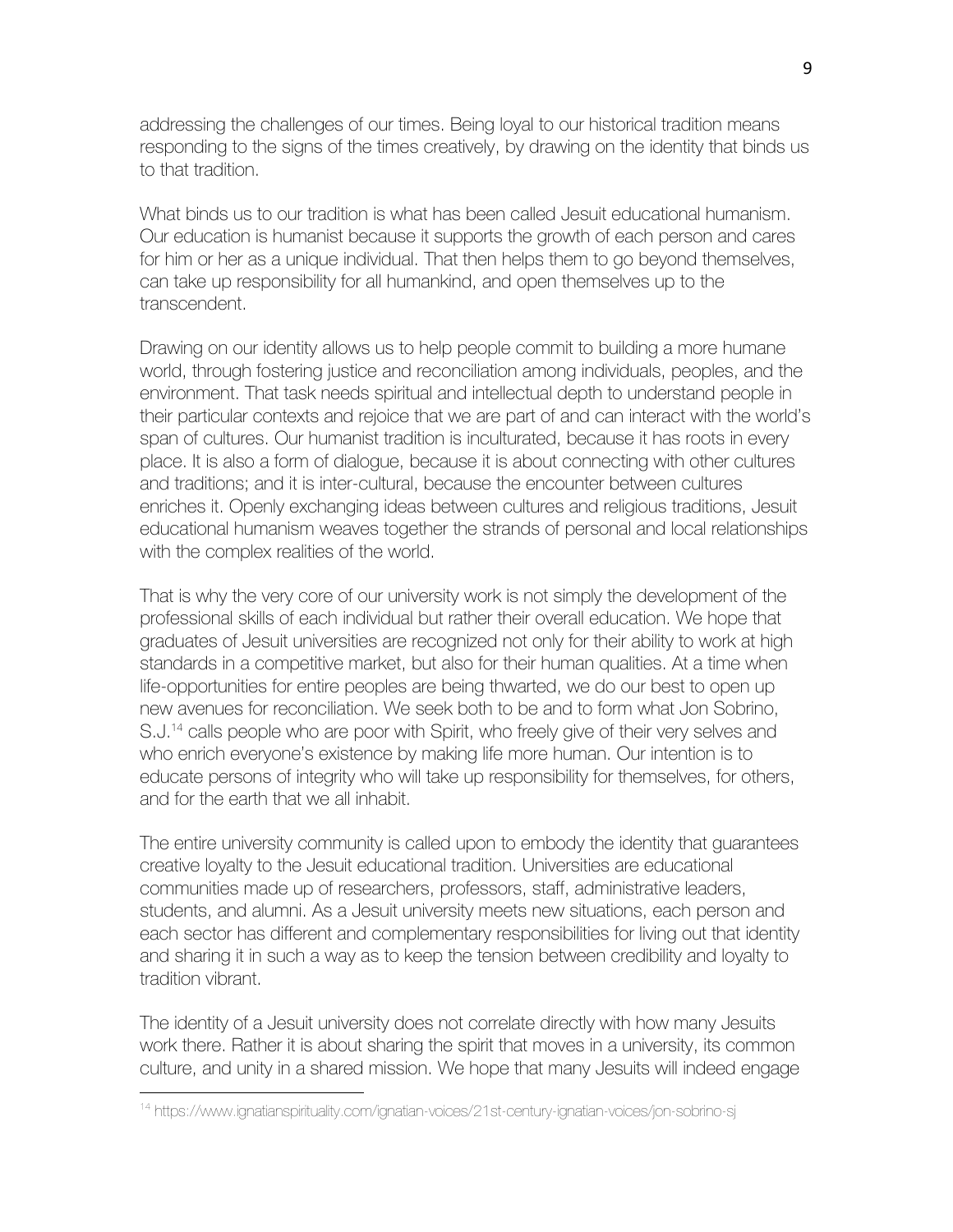addressing the challenges of our times. Being loyal to our historical tradition means responding to the signs of the times creatively, by drawing on the identity that binds us to that tradition.

What binds us to our tradition is what has been called Jesuit educational humanism. Our education is humanist because it supports the growth of each person and cares for him or her as a unique individual. That then helps them to go beyond themselves, can take up responsibility for all humankind, and open themselves up to the transcendent.

Drawing on our identity allows us to help people commit to building a more humane world, through fostering justice and reconciliation among individuals, peoples, and the environment. That task needs spiritual and intellectual depth to understand people in their particular contexts and rejoice that we are part of and can interact with the world's span of cultures. Our humanist tradition is inculturated, because it has roots in every place. It is also a form of dialogue, because it is about connecting with other cultures and traditions; and it is inter-cultural, because the encounter between cultures enriches it. Openly exchanging ideas between cultures and religious traditions, Jesuit educational humanism weaves together the strands of personal and local relationships with the complex realities of the world.

That is why the very core of our university work is not simply the development of the professional skills of each individual but rather their overall education. We hope that graduates of Jesuit universities are recognized not only for their ability to work at high standards in a competitive market, but also for their human qualities. At a time when life-opportunities for entire peoples are being thwarted, we do our best to open up new avenues for reconciliation. We seek both to be and to form what Jon Sobrino, S.J.[14] calls people who are poor with Spirit, who freely give of their very selves and who enrich everyone's existence by making life more human. Our intention is to educate persons of integrity who will take up responsibility for themselves, for others, and for the earth that we all inhabit.

The entire university community is called upon to embody the identity that guarantees creative loyalty to the Jesuit educational tradition. Universities are educational communities made up of researchers, professors, staff, administrative leaders, students, and alumni. As a Jesuit university meets new situations, each person and each sector has different and complementary responsibilities for living out that identity and sharing it in such a way as to keep the tension between credibility and loyalty to tradition vibrant.

The identity of a Jesuit university does not correlate directly with how many Jesuits work there. Rather it is about sharing the spirit that moves in a university, its common culture, and unity in a shared mission. We hope that many Jesuits will indeed engage

---

[14] https://www.ignatianspirituality.com/ignatian-voices/21st-century-ignatian-voices/jon-sobrino-sj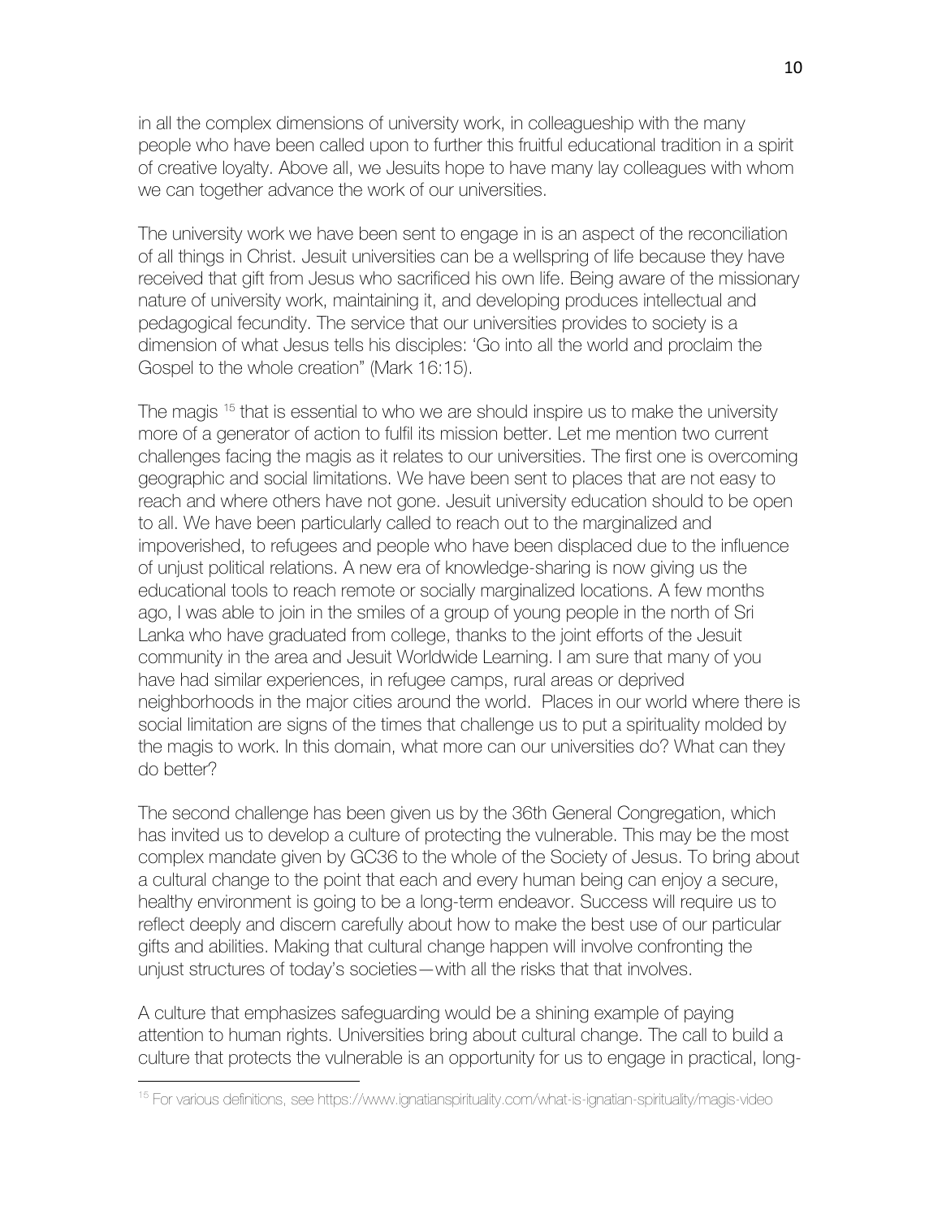in all the complex dimensions of university work, in colleagueship with the many people who have been called upon to further this fruitful educational tradition in a spirit of creative loyalty. Above all, we Jesuits hope to have many lay colleagues with whom we can together advance the work of our universities.

The university work we have been sent to engage in is an aspect of the reconciliation of all things in Christ. Jesuit universities can be a wellspring of life because they have received that gift from Jesus who sacrificed his own life. Being aware of the missionary nature of university work, maintaining it, and developing produces intellectual and pedagogical fecundity. The service that our universities provides to society is a dimension of what Jesus tells his disciples: 'Go into all the world and proclaim the Gospel to the whole creation" (Mark 16:15).

The magis [15] that is essential to who we are should inspire us to make the university more of a generator of action to fulfil its mission better. Let me mention two current challenges facing the magis as it relates to our universities. The first one is overcoming geographic and social limitations. We have been sent to places that are not easy to reach and where others have not gone. Jesuit university education should to be open to all. We have been particularly called to reach out to the marginalized and impoverished, to refugees and people who have been displaced due to the influence of unjust political relations. A new era of knowledge-sharing is now giving us the educational tools to reach remote or socially marginalized locations. A few months ago, I was able to join in the smiles of a group of young people in the north of Sri Lanka who have graduated from college, thanks to the joint efforts of the Jesuit community in the area and Jesuit Worldwide Learning. I am sure that many of you have had similar experiences, in refugee camps, rural areas or deprived neighborhoods in the major cities around the world. Places in our world where there is social limitation are signs of the times that challenge us to put a spirituality molded by the magis to work. In this domain, what more can our universities do? What can they do better?

The second challenge has been given us by the 36th General Congregation, which has invited us to develop a culture of protecting the vulnerable. This may be the most complex mandate given by GC36 to the whole of the Society of Jesus. To bring about a cultural change to the point that each and every human being can enjoy a secure, healthy environment is going to be a long-term endeavor. Success will require us to reflect deeply and discern carefully about how to make the best use of our particular gifts and abilities. Making that cultural change happen will involve confronting the unjust structures of today's societies—with all the risks that that involves.

A culture that emphasizes safeguarding would be a shining example of paying attention to human rights. Universities bring about cultural change. The call to build a culture that protects the vulnerable is an opportunity for us to engage in practical, long-

[15] For various definitions, see https://www.ignatianspirituality.com/what-is-ignatian-spirituality/magis-video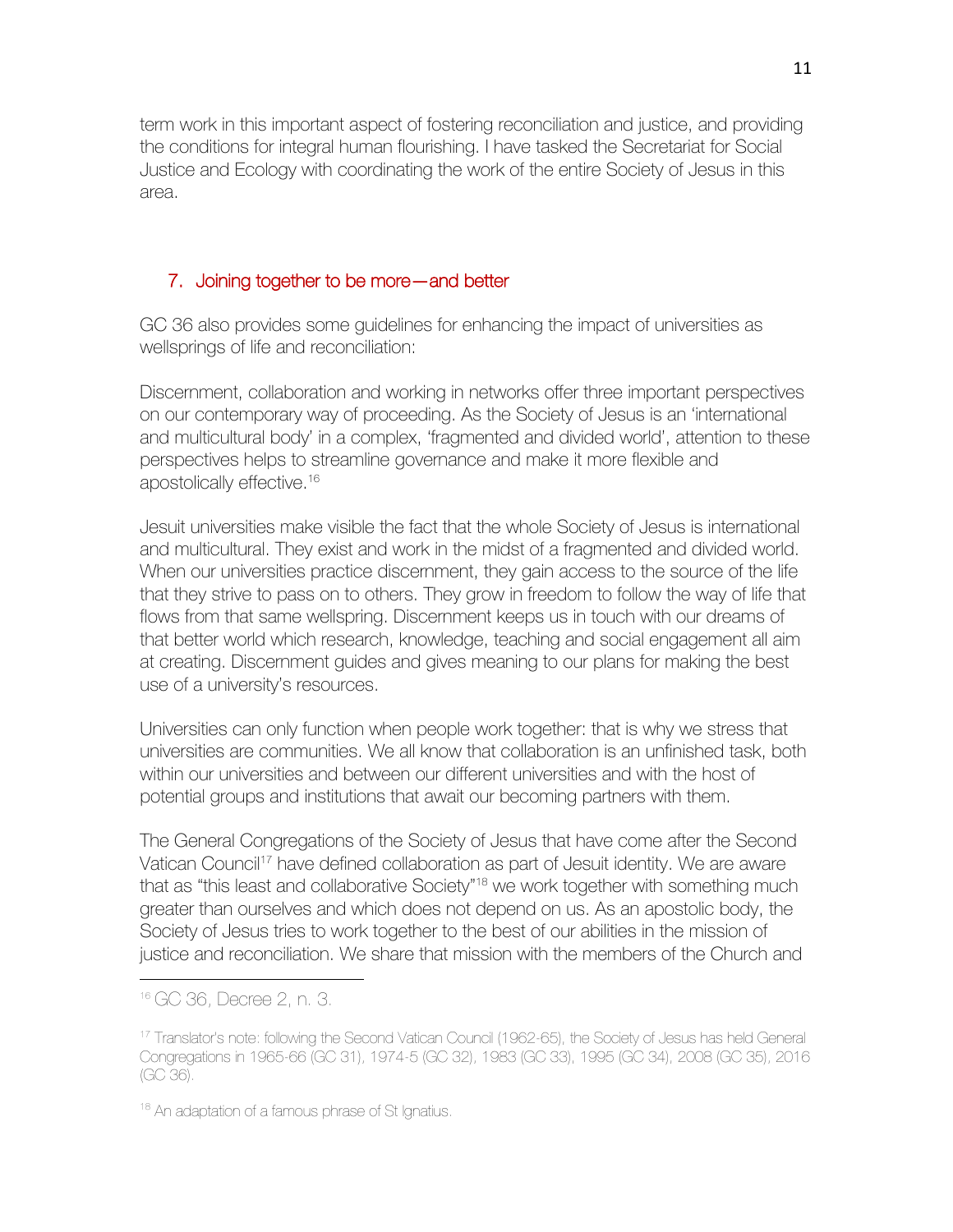term work in this important aspect of fostering reconciliation and justice, and providing the conditions for integral human flourishing. I have tasked the Secretariat for Social Justice and Ecology with coordinating the work of the entire Society of Jesus in this area.

## 7. Joining together to be more—and better

GC 36 also provides some guidelines for enhancing the impact of universities as wellsprings of life and reconciliation:

Discernment, collaboration and working in networks offer three important perspectives on our contemporary way of proceeding. As the Society of Jesus is an 'international and multicultural body' in a complex, 'fragmented and divided world', attention to these perspectives helps to streamline governance and make it more flexible and apostolically effective.[16]

Jesuit universities make visible the fact that the whole Society of Jesus is international and multicultural. They exist and work in the midst of a fragmented and divided world. When our universities practice discernment, they gain access to the source of the life that they strive to pass on to others. They grow in freedom to follow the way of life that flows from that same wellspring. Discernment keeps us in touch with our dreams of that better world which research, knowledge, teaching and social engagement all aim at creating. Discernment guides and gives meaning to our plans for making the best use of a university's resources.

Universities can only function when people work together: that is why we stress that universities are communities. We all know that collaboration is an unfinished task, both within our universities and between our different universities and with the host of potential groups and institutions that await our becoming partners with them.

The General Congregations of the Society of Jesus that have come after the Second Vatican Council[17] have defined collaboration as part of Jesuit identity. We are aware that as "this least and collaborative Society"[18] we work together with something much greater than ourselves and which does not depend on us. As an apostolic body, the Society of Jesus tries to work together to the best of our abilities in the mission of justice and reconciliation. We share that mission with the members of the Church and

---

[16] GC 36, Decree 2, n. 3.

[17] Translator's note: following the Second Vatican Council (1962-65), the Society of Jesus has held General Congregations in 1965-66 (GC 31), 1974-5 (GC 32), 1983 (GC 33), 1995 (GC 34), 2008 (GC 35), 2016 (GC 36).

[18] An adaptation of a famous phrase of St Ignatius.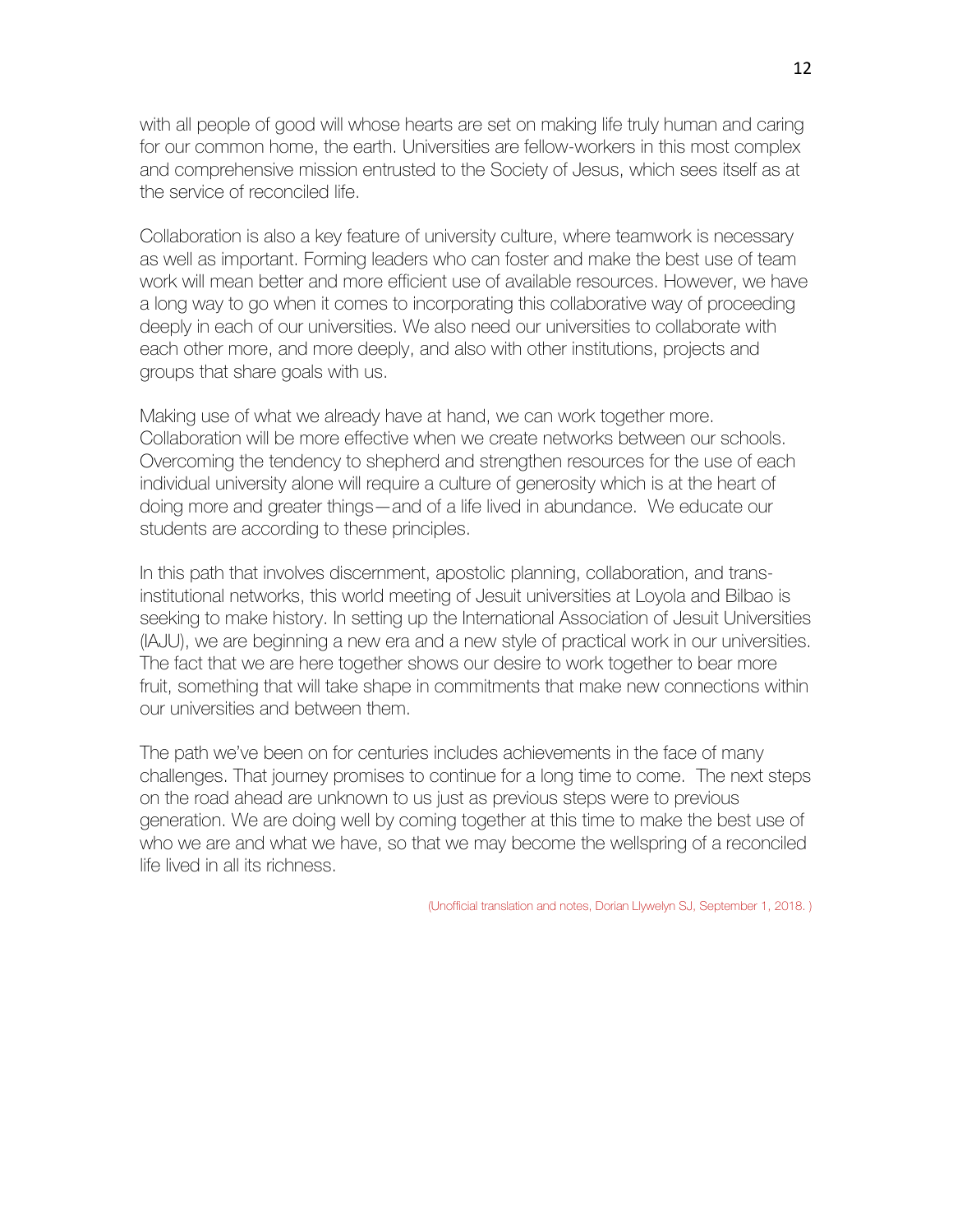with all people of good will whose hearts are set on making life truly human and caring for our common home, the earth. Universities are fellow-workers in this most complex and comprehensive mission entrusted to the Society of Jesus, which sees itself as at the service of reconciled life.

Collaboration is also a key feature of university culture, where teamwork is necessary as well as important. Forming leaders who can foster and make the best use of team work will mean better and more efficient use of available resources. However, we have a long way to go when it comes to incorporating this collaborative way of proceeding deeply in each of our universities. We also need our universities to collaborate with each other more, and more deeply, and also with other institutions, projects and groups that share goals with us.

Making use of what we already have at hand, we can work together more. Collaboration will be more effective when we create networks between our schools. Overcoming the tendency to shepherd and strengthen resources for the use of each individual university alone will require a culture of generosity which is at the heart of doing more and greater things—and of a life lived in abundance. We educate our students are according to these principles.

In this path that involves discernment, apostolic planning, collaboration, and trans-institutional networks, this world meeting of Jesuit universities at Loyola and Bilbao is seeking to make history. In setting up the International Association of Jesuit Universities (IAJU), we are beginning a new era and a new style of practical work in our universities. The fact that we are here together shows our desire to work together to bear more fruit, something that will take shape in commitments that make new connections within our universities and between them.

The path we've been on for centuries includes achievements in the face of many challenges. That journey promises to continue for a long time to come. The next steps on the road ahead are unknown to us just as previous steps were to previous generation. We are doing well by coming together at this time to make the best use of who we are and what we have, so that we may become the wellspring of a reconciled life lived in all its richness.

(Unofficial translation and notes, Dorian Llywelyn SJ, September 1, 2018. )